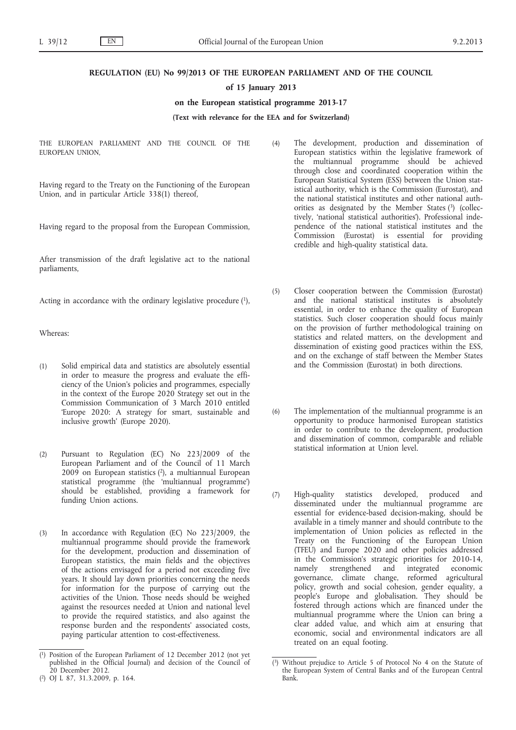# REGULATION (EU) No 99/2013 OF THE EUROPEAN PARLIAMENT AND OF THE COUNCIL

## of 15 January 2013

## on the European statistical programme 2013-17

**(Text with relevance for the EEA and for Switzerland)**

THE EUROPEAN PARLIAMENT AND THE COUNCIL OF THE EUROPEAN UNION,

Having regard to the Treaty on the Functioning of the European Union, and in particular Article 338(1) thereof,

Having regard to the proposal from the European Commission,

After transmission of the draft legislative act to the national parliaments,

Acting in accordance with the ordinary legislative procedure [1],

Whereas:

(1) Solid empirical data and statistics are absolutely essential in order to measure the progress and evaluate the efficiency of the Union's policies and programmes, especially in the context of the Europe 2020 Strategy set out in the Commission Communication of 3 March 2010 entitled 'Europe 2020: A strategy for smart, sustainable and inclusive growth' (Europe 2020).

(2) Pursuant to Regulation (EC) No 223/2009 of the European Parliament and of the Council of 11 March 2009 on European statistics [2], a multiannual European statistical programme (the 'multiannual programme') should be established, providing a framework for funding Union actions.

(3) In accordance with Regulation (EC) No 223/2009, the multiannual programme should provide the framework for the development, production and dissemination of European statistics, the main fields and the objectives of the actions envisaged for a period not exceeding five years. It should lay down priorities concerning the needs for information for the purpose of carrying out the activities of the Union. Those needs should be weighed against the resources needed at Union and national level to provide the required statistics, and also against the response burden and the respondents' associated costs, paying particular attention to cost-effectiveness.

(4) The development, production and dissemination of European statistics within the legislative framework of the multiannual programme should be achieved through close and coordinated cooperation within the European Statistical System (ESS) between the Union statistical authority, which is the Commission (Eurostat), and the national statistical institutes and other national authorities as designated by the Member States [3] (collectively, 'national statistical authorities'). Professional independence of the national statistical institutes and the Commission (Eurostat) is essential for providing credible and high-quality statistical data.

(5) Closer cooperation between the Commission (Eurostat) and the national statistical institutes is absolutely essential, in order to enhance the quality of European statistics. Such closer cooperation should focus mainly on the provision of further methodological training on statistics and related matters, on the development and dissemination of existing good practices within the ESS, and on the exchange of staff between the Member States and the Commission (Eurostat) in both directions.

(6) The implementation of the multiannual programme is an opportunity to produce harmonised European statistics in order to contribute to the development, production and dissemination of common, comparable and reliable statistical information at Union level.

(7) High-quality statistics developed, produced and disseminated under the multiannual programme are essential for evidence-based decision-making, should be available in a timely manner and should contribute to the implementation of Union policies as reflected in the Treaty on the Functioning of the European Union (TFEU) and Europe 2020 and other policies addressed in the Commission's strategic priorities for 2010-14, namely strengthened and integrated economic governance, climate change, reformed agricultural policy, growth and social cohesion, gender equality, a people's Europe and globalisation. They should be fostered through actions which are financed under the multiannual programme where the Union can bring a clear added value, and which aim at ensuring that economic, social and environmental indicators are all treated on an equal footing.

---

[1] Position of the European Parliament of 12 December 2012 (not yet published in the Official Journal) and decision of the Council of 20 December 2012.

[2] OJ L 87, 31.3.2009, p. 164.

[3] Without prejudice to Article 5 of Protocol No 4 on the Statute of the European System of Central Banks and of the European Central Bank.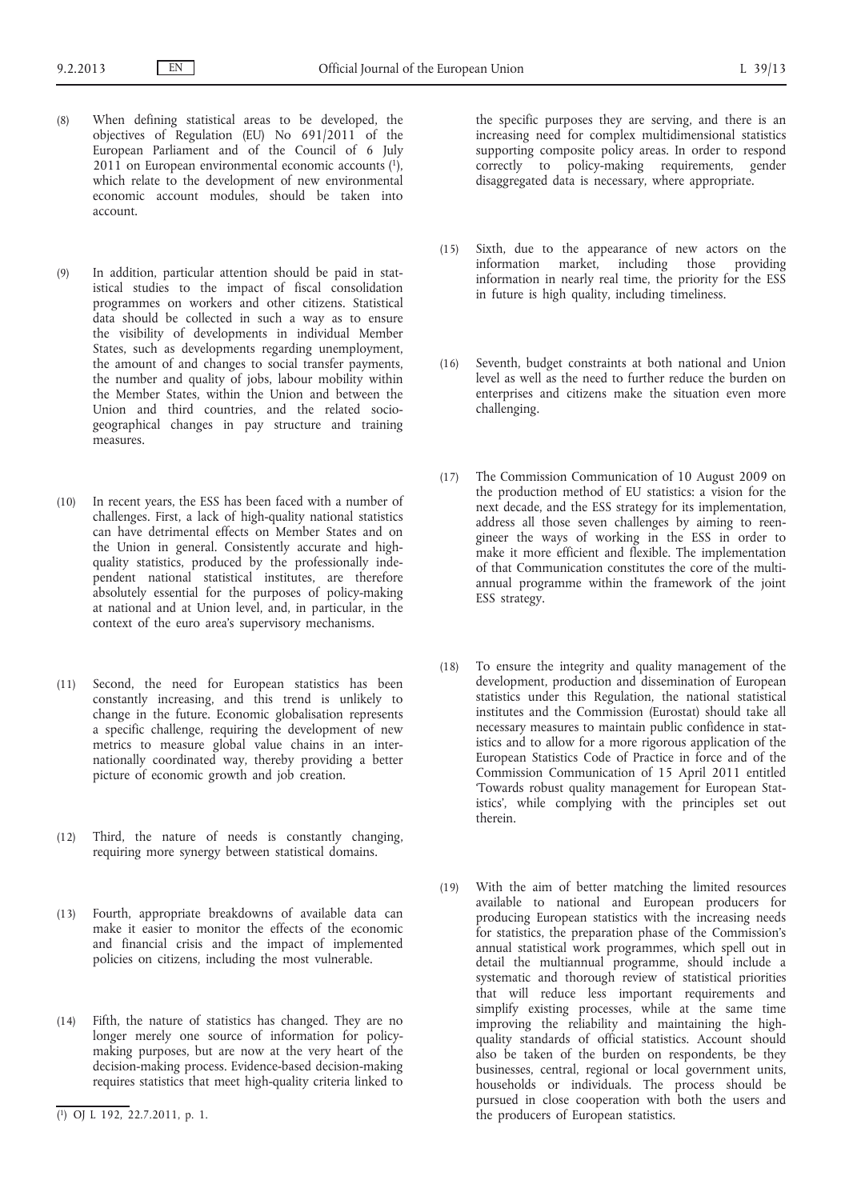(8) When defining statistical areas to be developed, the objectives of Regulation (EU) No 691/2011 of the European Parliament and of the Council of 6 July 2011 on European environmental economic accounts [1], which relate to the development of new environmental economic account modules, should be taken into account.

(9) In addition, particular attention should be paid in statistical studies to the impact of fiscal consolidation programmes on workers and other citizens. Statistical data should be collected in such a way as to ensure the visibility of developments in individual Member States, such as developments regarding unemployment, the amount of and changes to social transfer payments, the number and quality of jobs, labour mobility within the Member States, within the Union and between the Union and third countries, and the related socio-geographical changes in pay structure and training measures.

(10) In recent years, the ESS has been faced with a number of challenges. First, a lack of high-quality national statistics can have detrimental effects on Member States and on the Union in general. Consistently accurate and high-quality statistics, produced by the professionally independent national statistical institutes, are therefore absolutely essential for the purposes of policy-making at national and at Union level, and, in particular, in the context of the euro area's supervisory mechanisms.

(11) Second, the need for European statistics has been constantly increasing, and this trend is unlikely to change in the future. Economic globalisation represents a specific challenge, requiring the development of new metrics to measure global value chains in an internationally coordinated way, thereby providing a better picture of economic growth and job creation.

(12) Third, the nature of needs is constantly changing, requiring more synergy between statistical domains.

(13) Fourth, appropriate breakdowns of available data can make it easier to monitor the effects of the economic and financial crisis and the impact of implemented policies on citizens, including the most vulnerable.

(14) Fifth, the nature of statistics has changed. They are no longer merely one source of information for policy-making purposes, but are now at the very heart of the decision-making process. Evidence-based decision-making requires statistics that meet high-quality criteria linked to the specific purposes they are serving, and there is an increasing need for complex multidimensional statistics supporting composite policy areas. In order to respond correctly to policy-making requirements, gender disaggregated data is necessary, where appropriate.

(15) Sixth, due to the appearance of new actors on the information market, including those providing information in nearly real time, the priority for the ESS in future is high quality, including timeliness.

(16) Seventh, budget constraints at both national and Union level as well as the need to further reduce the burden on enterprises and citizens make the situation even more challenging.

(17) The Commission Communication of 10 August 2009 on the production method of EU statistics: a vision for the next decade, and the ESS strategy for its implementation, address all those seven challenges by aiming to reengineer the ways of working in the ESS in order to make it more efficient and flexible. The implementation of that Communication constitutes the core of the multiannual programme within the framework of the joint ESS strategy.

(18) To ensure the integrity and quality management of the development, production and dissemination of European statistics under this Regulation, the national statistical institutes and the Commission (Eurostat) should take all necessary measures to maintain public confidence in statistics and to allow for a more rigorous application of the European Statistics Code of Practice in force and of the Commission Communication of 15 April 2011 entitled 'Towards robust quality management for European Statistics', while complying with the principles set out therein.

(19) With the aim of better matching the limited resources available to national and European producers for producing European statistics with the increasing needs for statistics, the preparation phase of the Commission's annual statistical work programmes, which spell out in detail the multiannual programme, should include a systematic and thorough review of statistical priorities that will reduce less important requirements and simplify existing processes, while at the same time improving the reliability and maintaining the high-quality standards of official statistics. Account should also be taken of the burden on respondents, be they businesses, central, regional or local government units, households or individuals. The process should be pursued in close cooperation with both the users and the producers of European statistics.

[1] OJ L 192, 22.7.2011, p. 1.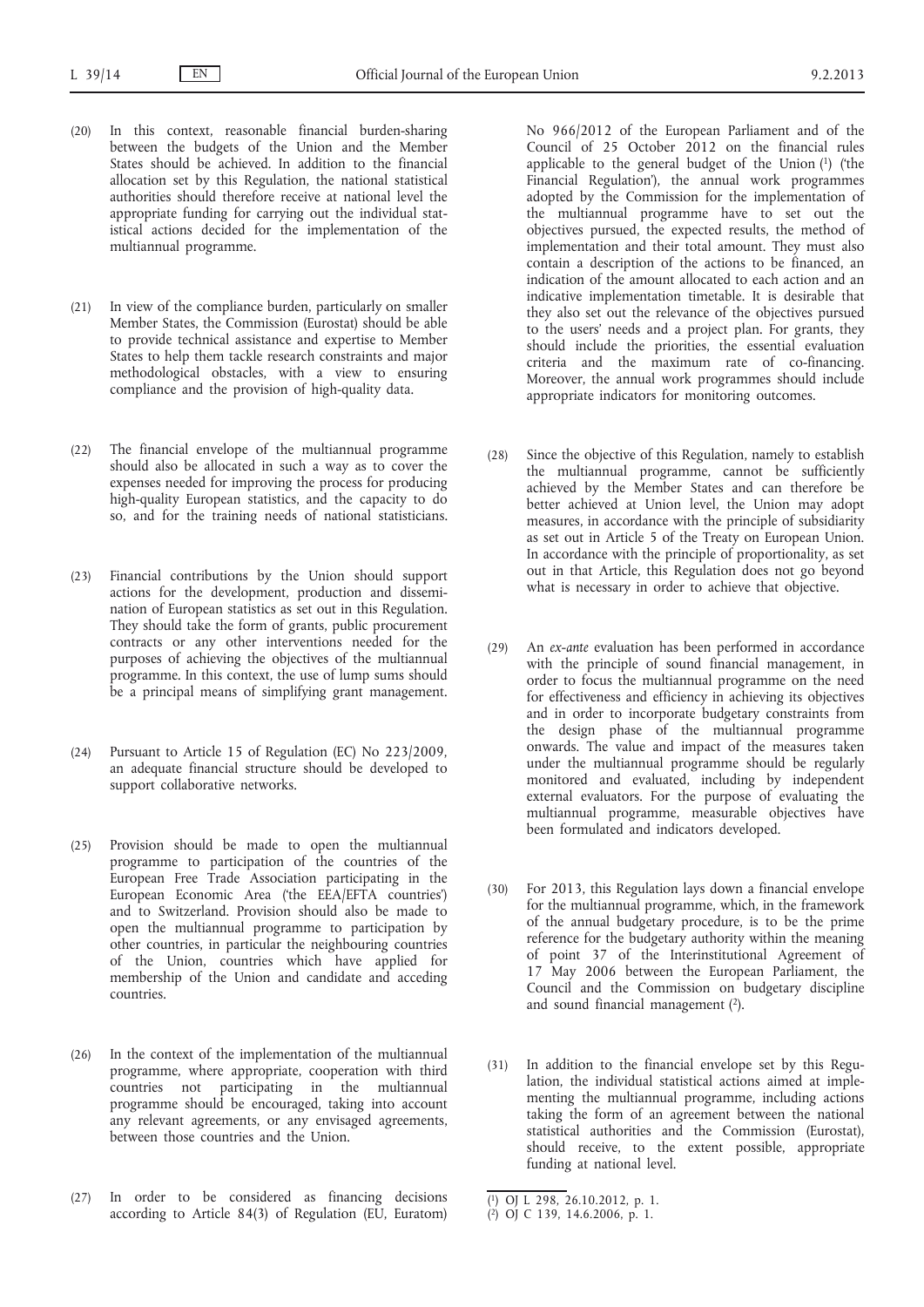(20) In this context, reasonable financial burden-sharing between the budgets of the Union and the Member States should be achieved. In addition to the financial allocation set by this Regulation, the national statistical authorities should therefore receive at national level the appropriate funding for carrying out the individual statistical actions decided for the implementation of the multiannual programme.

(21) In view of the compliance burden, particularly on smaller Member States, the Commission (Eurostat) should be able to provide technical assistance and expertise to Member States to help them tackle research constraints and major methodological obstacles, with a view to ensuring compliance and the provision of high-quality data.

(22) The financial envelope of the multiannual programme should also be allocated in such a way as to cover the expenses needed for improving the process for producing high-quality European statistics, and the capacity to do so, and for the training needs of national statisticians.

(23) Financial contributions by the Union should support actions for the development, production and dissemination of European statistics as set out in this Regulation. They should take the form of grants, public procurement contracts or any other interventions needed for the purposes of achieving the objectives of the multiannual programme. In this context, the use of lump sums should be a principal means of simplifying grant management.

(24) Pursuant to Article 15 of Regulation (EC) No 223/2009, an adequate financial structure should be developed to support collaborative networks.

(25) Provision should be made to open the multiannual programme to participation of the countries of the European Free Trade Association participating in the European Economic Area ('the EEA/EFTA countries') and to Switzerland. Provision should also be made to open the multiannual programme to participation by other countries, in particular the neighbouring countries of the Union, countries which have applied for membership of the Union and candidate and acceding countries.

(26) In the context of the implementation of the multiannual programme, where appropriate, cooperation with third countries not participating in the multiannual programme should be encouraged, taking into account any relevant agreements, or any envisaged agreements, between those countries and the Union.

(27) In order to be considered as financing decisions according to Article 84(3) of Regulation (EU, Euratom) No 966/2012 of the European Parliament and of the Council of 25 October 2012 on the financial rules applicable to the general budget of the Union [1] ('the Financial Regulation'), the annual work programmes adopted by the Commission for the implementation of the multiannual programme have to set out the objectives pursued, the expected results, the method of implementation and their total amount. They must also contain a description of the actions to be financed, an indication of the amount allocated to each action and an indicative implementation timetable. It is desirable that they also set out the relevance of the objectives pursued to the users' needs and a project plan. For grants, they should include the priorities, the essential evaluation criteria and the maximum rate of co-financing. Moreover, the annual work programmes should include appropriate indicators for monitoring outcomes.

(28) Since the objective of this Regulation, namely to establish the multiannual programme, cannot be sufficiently achieved by the Member States and can therefore be better achieved at Union level, the Union may adopt measures, in accordance with the principle of subsidiarity as set out in Article 5 of the Treaty on European Union. In accordance with the principle of proportionality, as set out in that Article, this Regulation does not go beyond what is necessary in order to achieve that objective.

(29) An *ex-ante* evaluation has been performed in accordance with the principle of sound financial management, in order to focus the multiannual programme on the need for effectiveness and efficiency in achieving its objectives and in order to incorporate budgetary constraints from the design phase of the multiannual programme onwards. The value and impact of the measures taken under the multiannual programme should be regularly monitored and evaluated, including by independent external evaluators. For the purpose of evaluating the multiannual programme, measurable objectives have been formulated and indicators developed.

(30) For 2013, this Regulation lays down a financial envelope for the multiannual programme, which, in the framework of the annual budgetary procedure, is to be the prime reference for the budgetary authority within the meaning of point 37 of the Interinstitutional Agreement of 17 May 2006 between the European Parliament, the Council and the Commission on budgetary discipline and sound financial management [2].

(31) In addition to the financial envelope set by this Regulation, the individual statistical actions aimed at implementing the multiannual programme, including actions taking the form of an agreement between the national statistical authorities and the Commission (Eurostat), should receive, to the extent possible, appropriate funding at national level.

---

[1] OJ L 298, 26.10.2012, p. 1.

[2] OJ C 139, 14.6.2006, p. 1.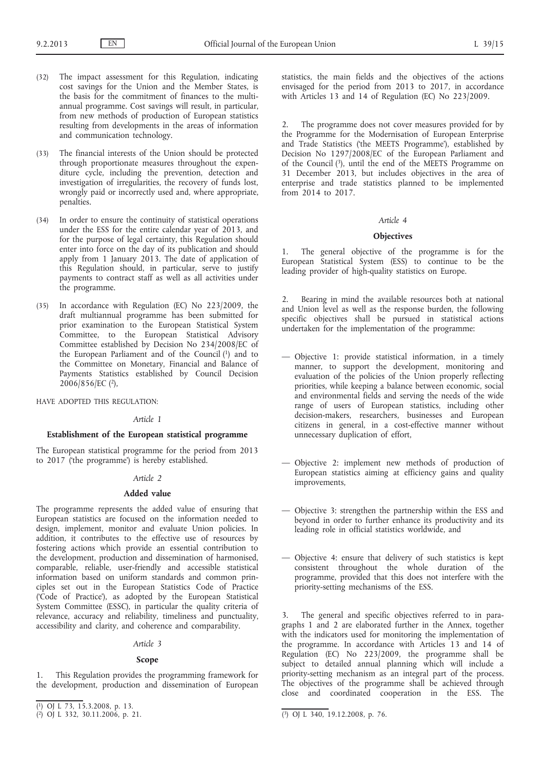(32) The impact assessment for this Regulation, indicating cost savings for the Union and the Member States, is the basis for the commitment of finances to the multiannual programme. Cost savings will result, in particular, from new methods of production of European statistics resulting from developments in the areas of information and communication technology.

(33) The financial interests of the Union should be protected through proportionate measures throughout the expenditure cycle, including the prevention, detection and investigation of irregularities, the recovery of funds lost, wrongly paid or incorrectly used and, where appropriate, penalties.

(34) In order to ensure the continuity of statistical operations under the ESS for the entire calendar year of 2013, and for the purpose of legal certainty, this Regulation should enter into force on the day of its publication and should apply from 1 January 2013. The date of application of this Regulation should, in particular, serve to justify payments to contract staff as well as all activities under the programme.

(35) In accordance with Regulation (EC) No 223/2009, the draft multiannual programme has been submitted for prior examination to the European Statistical System Committee, to the European Statistical Advisory Committee established by Decision No 234/2008/EC of the European Parliament and of the Council [1] and to the Committee on Monetary, Financial and Balance of Payments Statistics established by Council Decision 2006/856/EC [2],

HAVE ADOPTED THIS REGULATION:

*Article 1*

**Establishment of the European statistical programme**

The European statistical programme for the period from 2013 to 2017 ('the programme') is hereby established.

*Article 2*

**Added value**

The programme represents the added value of ensuring that European statistics are focused on the information needed to design, implement, monitor and evaluate Union policies. In addition, it contributes to the effective use of resources by fostering actions which provide an essential contribution to the development, production and dissemination of harmonised, comparable, reliable, user-friendly and accessible statistical information based on uniform standards and common principles set out in the European Statistics Code of Practice ('Code of Practice'), as adopted by the European Statistical System Committee (ESSC), in particular the quality criteria of relevance, accuracy and reliability, timeliness and punctuality, accessibility and clarity, and coherence and comparability.

*Article 3*

**Scope**

1. This Regulation provides the programming framework for the development, production and dissemination of European statistics, the main fields and the objectives of the actions envisaged for the period from 2013 to 2017, in accordance with Articles 13 and 14 of Regulation (EC) No 223/2009.

2. The programme does not cover measures provided for by the Programme for the Modernisation of European Enterprise and Trade Statistics ('the MEETS Programme'), established by Decision No 1297/2008/EC of the European Parliament and of the Council [3], until the end of the MEETS Programme on 31 December 2013, but includes objectives in the area of enterprise and trade statistics planned to be implemented from 2014 to 2017.

*Article 4*

**Objectives**

1. The general objective of the programme is for the European Statistical System (ESS) to continue to be the leading provider of high-quality statistics on Europe.

2. Bearing in mind the available resources both at national and Union level as well as the response burden, the following specific objectives shall be pursued in statistical actions undertaken for the implementation of the programme:

— Objective 1: provide statistical information, in a timely manner, to support the development, monitoring and evaluation of the policies of the Union properly reflecting priorities, while keeping a balance between economic, social and environmental fields and serving the needs of the wide range of users of European statistics, including other decision-makers, researchers, businesses and European citizens in general, in a cost-effective manner without unnecessary duplication of effort,

— Objective 2: implement new methods of production of European statistics aiming at efficiency gains and quality improvements,

— Objective 3: strengthen the partnership within the ESS and beyond in order to further enhance its productivity and its leading role in official statistics worldwide, and

— Objective 4: ensure that delivery of such statistics is kept consistent throughout the whole duration of the programme, provided that this does not interfere with the priority-setting mechanisms of the ESS.

3. The general and specific objectives referred to in paragraphs 1 and 2 are elaborated further in the Annex, together with the indicators used for monitoring the implementation of the programme. In accordance with Articles 13 and 14 of Regulation (EC) No 223/2009, the programme shall be subject to detailed annual planning which will include a priority-setting mechanism as an integral part of the process. The objectives of the programme shall be achieved through close and coordinated cooperation in the ESS. The

[1] OJ L 73, 15.3.2008, p. 13.

[2] OJ L 332, 30.11.2006, p. 21.

[3] OJ L 340, 19.12.2008, p. 76.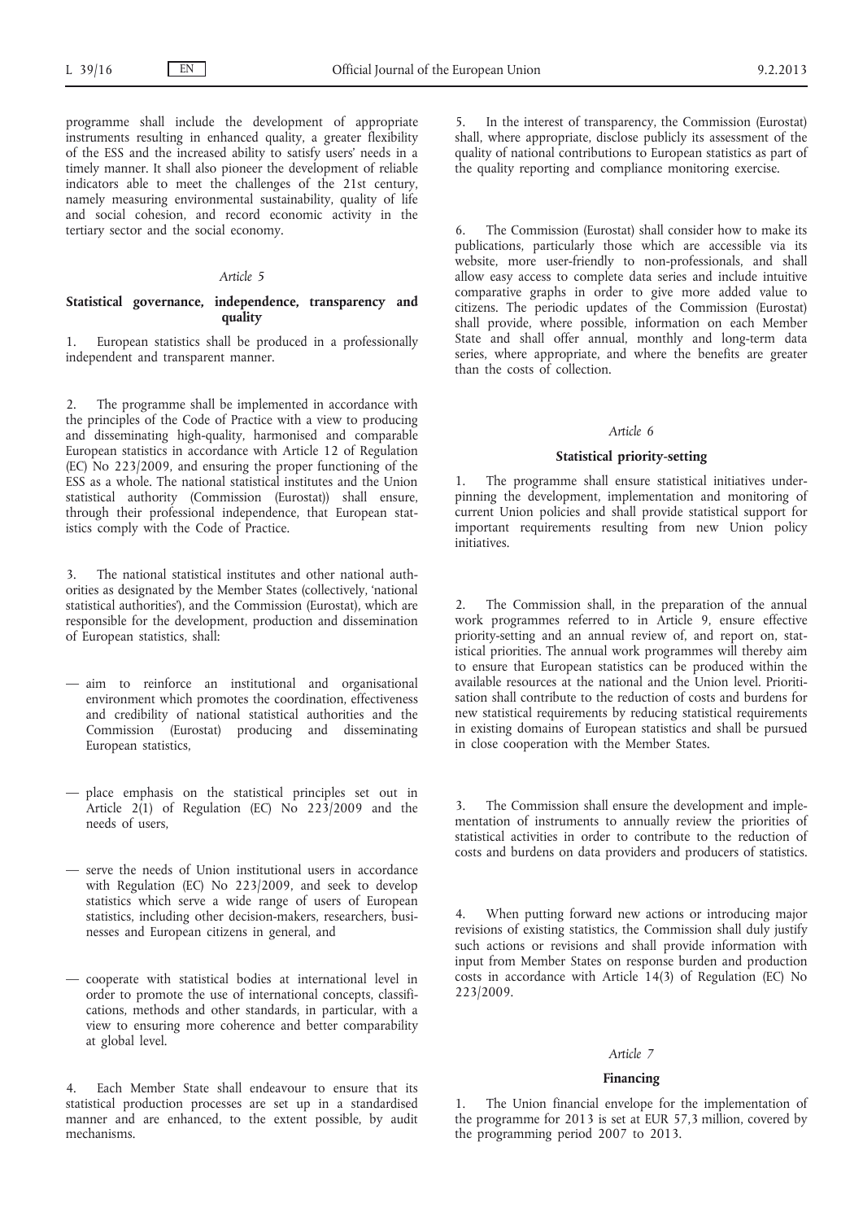programme shall include the development of appropriate instruments resulting in enhanced quality, a greater flexibility of the ESS and the increased ability to satisfy users' needs in a timely manner. It shall also pioneer the development of reliable indicators able to meet the challenges of the 21st century, namely measuring environmental sustainability, quality of life and social cohesion, and record economic activity in the tertiary sector and the social economy.

*Article 5*

**Statistical governance, independence, transparency and quality**

1. European statistics shall be produced in a professionally independent and transparent manner.

2. The programme shall be implemented in accordance with the principles of the Code of Practice with a view to producing and disseminating high-quality, harmonised and comparable European statistics in accordance with Article 12 of Regulation (EC) No 223/2009, and ensuring the proper functioning of the ESS as a whole. The national statistical institutes and the Union statistical authority (Commission (Eurostat)) shall ensure, through their professional independence, that European statistics comply with the Code of Practice.

3. The national statistical institutes and other national authorities as designated by the Member States (collectively, 'national statistical authorities'), and the Commission (Eurostat), which are responsible for the development, production and dissemination of European statistics, shall:

— aim to reinforce an institutional and organisational environment which promotes the coordination, effectiveness and credibility of national statistical authorities and the Commission (Eurostat) producing and disseminating European statistics,

— place emphasis on the statistical principles set out in Article 2(1) of Regulation (EC) No 223/2009 and the needs of users,

— serve the needs of Union institutional users in accordance with Regulation (EC) No 223/2009, and seek to develop statistics which serve a wide range of users of European statistics, including other decision-makers, researchers, businesses and European citizens in general, and

— cooperate with statistical bodies at international level in order to promote the use of international concepts, classifications, methods and other standards, in particular, with a view to ensuring more coherence and better comparability at global level.

4. Each Member State shall endeavour to ensure that its statistical production processes are set up in a standardised manner and are enhanced, to the extent possible, by audit mechanisms.

5. In the interest of transparency, the Commission (Eurostat) shall, where appropriate, disclose publicly its assessment of the quality of national contributions to European statistics as part of the quality reporting and compliance monitoring exercise.

6. The Commission (Eurostat) shall consider how to make its publications, particularly those which are accessible via its website, more user-friendly to non-professionals, and shall allow easy access to complete data series and include intuitive comparative graphs in order to give more added value to citizens. The periodic updates of the Commission (Eurostat) shall provide, where possible, information on each Member State and shall offer annual, monthly and long-term data series, where appropriate, and where the benefits are greater than the costs of collection.

*Article 6*

**Statistical priority-setting**

1. The programme shall ensure statistical initiatives underpinning the development, implementation and monitoring of current Union policies and shall provide statistical support for important requirements resulting from new Union policy initiatives.

2. The Commission shall, in the preparation of the annual work programmes referred to in Article 9, ensure effective priority-setting and an annual review of, and report on, statistical priorities. The annual work programmes will thereby aim to ensure that European statistics can be produced within the available resources at the national and the Union level. Prioritisation shall contribute to the reduction of costs and burdens for new statistical requirements by reducing statistical requirements in existing domains of European statistics and shall be pursued in close cooperation with the Member States.

3. The Commission shall ensure the development and implementation of instruments to annually review the priorities of statistical activities in order to contribute to the reduction of costs and burdens on data providers and producers of statistics.

4. When putting forward new actions or introducing major revisions of existing statistics, the Commission shall duly justify such actions or revisions and shall provide information with input from Member States on response burden and production costs in accordance with Article 14(3) of Regulation (EC) No 223/2009.

*Article 7*

**Financing**

1. The Union financial envelope for the implementation of the programme for 2013 is set at EUR 57,3 million, covered by the programming period 2007 to 2013.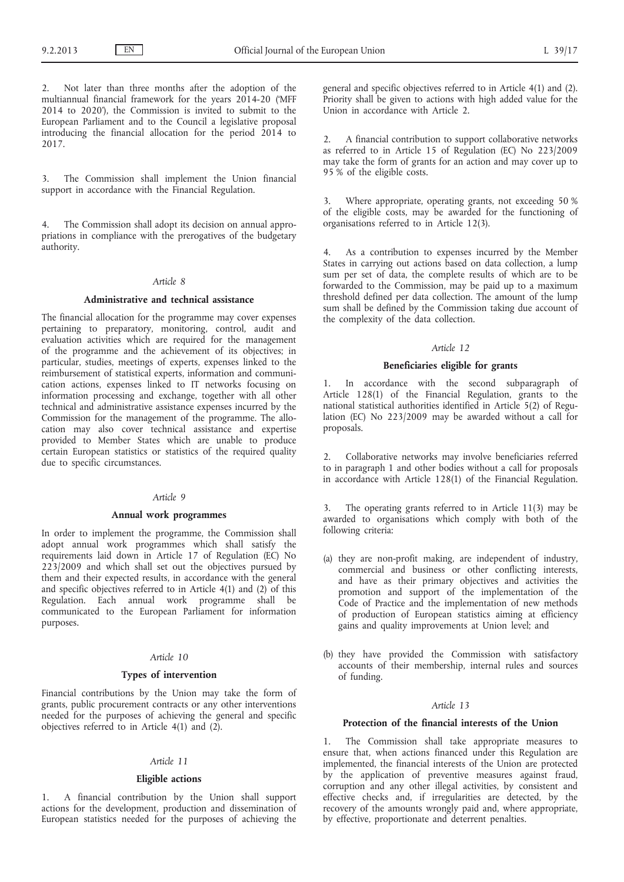2. Not later than three months after the adoption of the multiannual financial framework for the years 2014-20 ('MFF 2014 to 2020'), the Commission is invited to submit to the European Parliament and to the Council a legislative proposal introducing the financial allocation for the period 2014 to 2017.

3. The Commission shall implement the Union financial support in accordance with the Financial Regulation.

4. The Commission shall adopt its decision on annual appropriations in compliance with the prerogatives of the budgetary authority.

*Article 8*

**Administrative and technical assistance**

The financial allocation for the programme may cover expenses pertaining to preparatory, monitoring, control, audit and evaluation activities which are required for the management of the programme and the achievement of its objectives; in particular, studies, meetings of experts, expenses linked to the reimbursement of statistical experts, information and communication actions, expenses linked to IT networks focusing on information processing and exchange, together with all other technical and administrative assistance expenses incurred by the Commission for the management of the programme. The allocation may also cover technical assistance and expertise provided to Member States which are unable to produce certain European statistics or statistics of the required quality due to specific circumstances.

*Article 9*

**Annual work programmes**

In order to implement the programme, the Commission shall adopt annual work programmes which shall satisfy the requirements laid down in Article 17 of Regulation (EC) No 223/2009 and which shall set out the objectives pursued by them and their expected results, in accordance with the general and specific objectives referred to in Article 4(1) and (2) of this Regulation. Each annual work programme shall be communicated to the European Parliament for information purposes.

*Article 10*

**Types of intervention**

Financial contributions by the Union may take the form of grants, public procurement contracts or any other interventions needed for the purposes of achieving the general and specific objectives referred to in Article 4(1) and (2).

*Article 11*

**Eligible actions**

1. A financial contribution by the Union shall support actions for the development, production and dissemination of European statistics needed for the purposes of achieving the general and specific objectives referred to in Article 4(1) and (2). Priority shall be given to actions with high added value for the Union in accordance with Article 2.

2. A financial contribution to support collaborative networks as referred to in Article 15 of Regulation (EC) No 223/2009 may take the form of grants for an action and may cover up to 95 % of the eligible costs.

3. Where appropriate, operating grants, not exceeding 50 % of the eligible costs, may be awarded for the functioning of organisations referred to in Article 12(3).

4. As a contribution to expenses incurred by the Member States in carrying out actions based on data collection, a lump sum per set of data, the complete results of which are to be forwarded to the Commission, may be paid up to a maximum threshold defined per data collection. The amount of the lump sum shall be defined by the Commission taking due account of the complexity of the data collection.

*Article 12*

**Beneficiaries eligible for grants**

1. In accordance with the second subparagraph of Article 128(1) of the Financial Regulation, grants to the national statistical authorities identified in Article 5(2) of Regulation (EC) No 223/2009 may be awarded without a call for proposals.

2. Collaborative networks may involve beneficiaries referred to in paragraph 1 and other bodies without a call for proposals in accordance with Article 128(1) of the Financial Regulation.

3. The operating grants referred to in Article 11(3) may be awarded to organisations which comply with both of the following criteria:

(a) they are non-profit making, are independent of industry, commercial and business or other conflicting interests, and have as their primary objectives and activities the promotion and support of the implementation of the Code of Practice and the implementation of new methods of production of European statistics aiming at efficiency gains and quality improvements at Union level; and

(b) they have provided the Commission with satisfactory accounts of their membership, internal rules and sources of funding.

*Article 13*

**Protection of the financial interests of the Union**

1. The Commission shall take appropriate measures to ensure that, when actions financed under this Regulation are implemented, the financial interests of the Union are protected by the application of preventive measures against fraud, corruption and any other illegal activities, by consistent and effective checks and, if irregularities are detected, by the recovery of the amounts wrongly paid and, where appropriate, by effective, proportionate and deterrent penalties.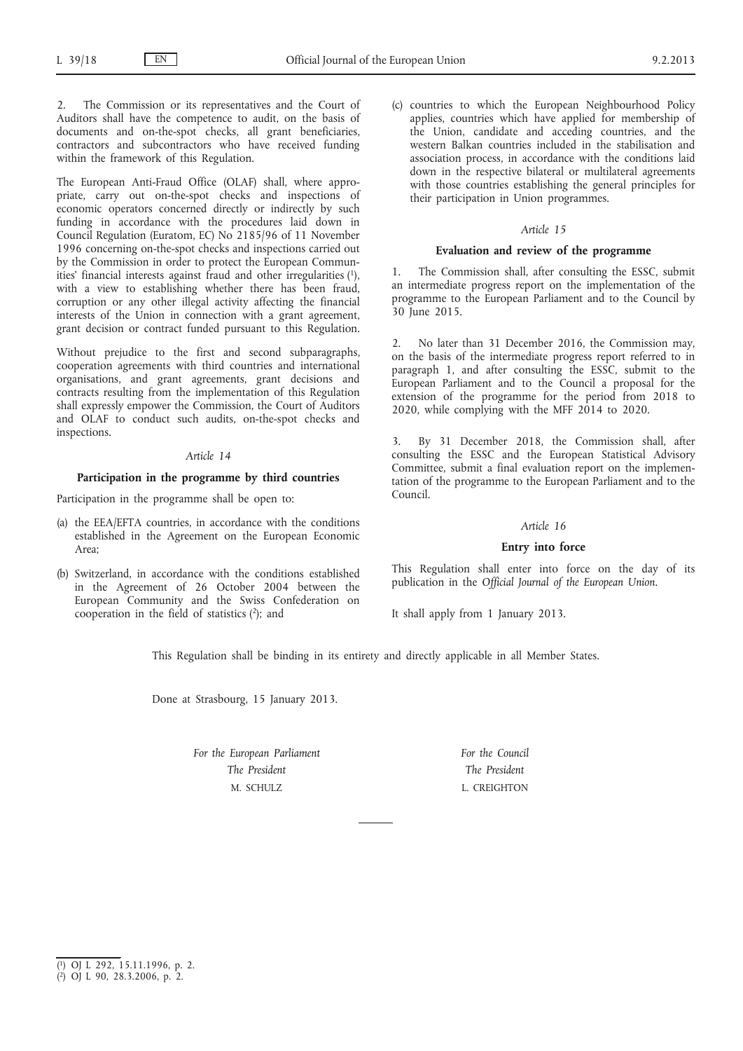2. The Commission or its representatives and the Court of Auditors shall have the competence to audit, on the basis of documents and on-the-spot checks, all grant beneficiaries, contractors and subcontractors who have received funding within the framework of this Regulation.

The European Anti-Fraud Office (OLAF) shall, where appropriate, carry out on-the-spot checks and inspections of economic operators concerned directly or indirectly by such funding in accordance with the procedures laid down in Council Regulation (Euratom, EC) No 2185/96 of 11 November 1996 concerning on-the-spot checks and inspections carried out by the Commission in order to protect the European Communities' financial interests against fraud and other irregularities [1], with a view to establishing whether there has been fraud, corruption or any other illegal activity affecting the financial interests of the Union in connection with a grant agreement, grant decision or contract funded pursuant to this Regulation.

Without prejudice to the first and second subparagraphs, cooperation agreements with third countries and international organisations, and grant agreements, grant decisions and contracts resulting from the implementation of this Regulation shall expressly empower the Commission, the Court of Auditors and OLAF to conduct such audits, on-the-spot checks and inspections.

*Article 14*

**Participation in the programme by third countries**

Participation in the programme shall be open to:

(a) the EEA/EFTA countries, in accordance with the conditions established in the Agreement on the European Economic Area;

(b) Switzerland, in accordance with the conditions established in the Agreement of 26 October 2004 between the European Community and the Swiss Confederation on cooperation in the field of statistics [2]; and

(c) countries to which the European Neighbourhood Policy applies, countries which have applied for membership of the Union, candidate and acceding countries, and the western Balkan countries included in the stabilisation and association process, in accordance with the conditions laid down in the respective bilateral or multilateral agreements with those countries establishing the general principles for their participation in Union programmes.

*Article 15*

**Evaluation and review of the programme**

1. The Commission shall, after consulting the ESSC, submit an intermediate progress report on the implementation of the programme to the European Parliament and to the Council by 30 June 2015.

2. No later than 31 December 2016, the Commission may, on the basis of the intermediate progress report referred to in paragraph 1, and after consulting the ESSC, submit to the European Parliament and to the Council a proposal for the extension of the programme for the period from 2018 to 2020, while complying with the MFF 2014 to 2020.

3. By 31 December 2018, the Commission shall, after consulting the ESSC and the European Statistical Advisory Committee, submit a final evaluation report on the implementation of the programme to the European Parliament and to the Council.

*Article 16*

**Entry into force**

This Regulation shall enter into force on the day of its publication in the *Official Journal of the European Union*.

It shall apply from 1 January 2013.

This Regulation shall be binding in its entirety and directly applicable in all Member States.

Done at Strasbourg, 15 January 2013.

*For the European Parliament*
*The President*
M. SCHULZ

*For the Council*
*The President*
L. CREIGHTON

---

[1] OJ L 292, 15.11.1996, p. 2.
[2] OJ L 90, 28.3.2006, p. 2.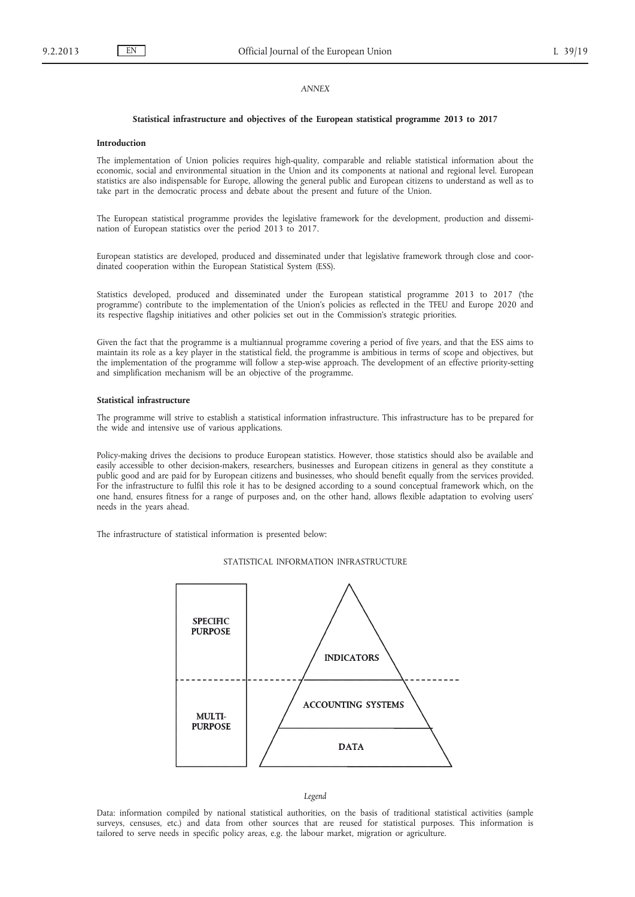*ANNEX*

## Statistical infrastructure and objectives of the European statistical programme 2013 to 2017

### Introduction

The implementation of Union policies requires high-quality, comparable and reliable statistical information about the economic, social and environmental situation in the Union and its components at national and regional level. European statistics are also indispensable for Europe, allowing the general public and European citizens to understand as well as to take part in the democratic process and debate about the present and future of the Union.

The European statistical programme provides the legislative framework for the development, production and dissemination of European statistics over the period 2013 to 2017.

European statistics are developed, produced and disseminated under that legislative framework through close and coordinated cooperation within the European Statistical System (ESS).

Statistics developed, produced and disseminated under the European statistical programme 2013 to 2017 ('the programme') contribute to the implementation of the Union's policies as reflected in the TFEU and Europe 2020 and its respective flagship initiatives and other policies set out in the Commission's strategic priorities.

Given the fact that the programme is a multiannual programme covering a period of five years, and that the ESS aims to maintain its role as a key player in the statistical field, the programme is ambitious in terms of scope and objectives, but the implementation of the programme will follow a step-wise approach. The development of an effective priority-setting and simplification mechanism will be an objective of the programme.

### Statistical infrastructure

The programme will strive to establish a statistical information infrastructure. This infrastructure has to be prepared for the wide and intensive use of various applications.

Policy-making drives the decisions to produce European statistics. However, those statistics should also be available and easily accessible to other decision-makers, researchers, businesses and European citizens in general as they constitute a public good and are paid for by European citizens and businesses, who should benefit equally from the services provided. For the infrastructure to fulfil this role it has to be designed according to a sound conceptual framework which, on the one hand, ensures fitness for a range of purposes and, on the other hand, allows flexible adaptation to evolving users' needs in the years ahead.

The infrastructure of statistical information is presented below:

STATISTICAL INFORMATION INFRASTRUCTURE

| | |
|---|---|
| SPECIFIC PURPOSE | INDICATORS |
| MULTI-PURPOSE | ACCOUNTING SYSTEMS |
| | DATA |

*Legend*

Data: information compiled by national statistical authorities, on the basis of traditional statistical activities (sample surveys, censuses, etc.) and data from other sources that are reused for statistical purposes. This information is tailored to serve needs in specific policy areas, e.g. the labour market, migration or agriculture.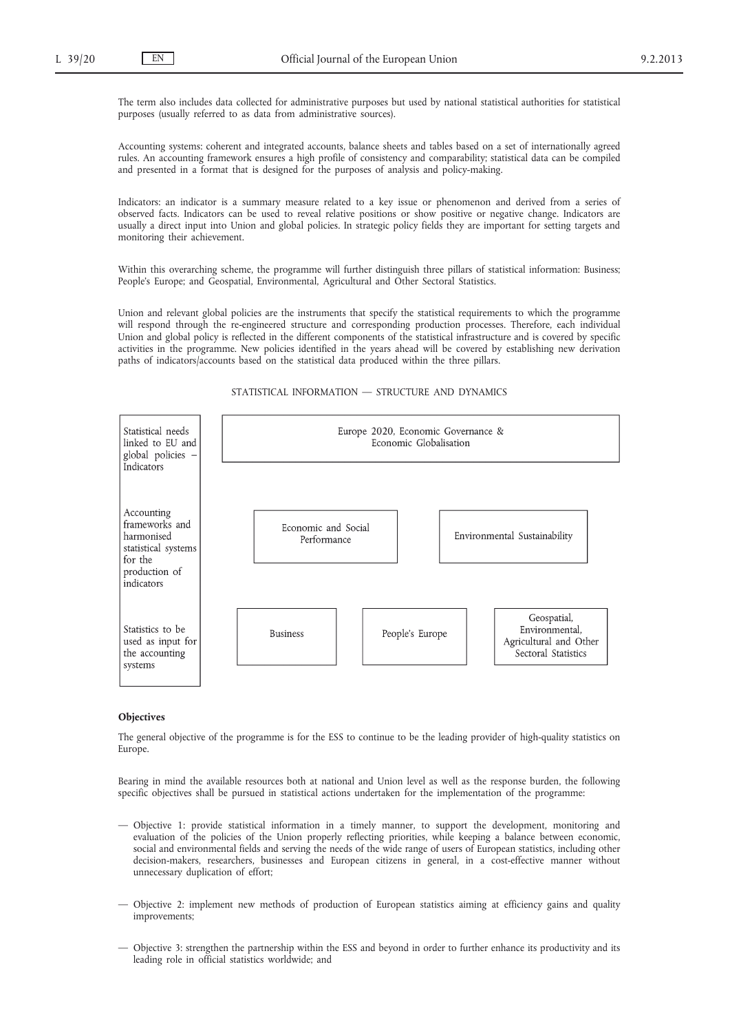The term also includes data collected for administrative purposes but used by national statistical authorities for statistical purposes (usually referred to as data from administrative sources).

Accounting systems: coherent and integrated accounts, balance sheets and tables based on a set of internationally agreed rules. An accounting framework ensures a high profile of consistency and comparability; statistical data can be compiled and presented in a format that is designed for the purposes of analysis and policy-making.

Indicators: an indicator is a summary measure related to a key issue or phenomenon and derived from a series of observed facts. Indicators can be used to reveal relative positions or show positive or negative change. Indicators are usually a direct input into Union and global policies. In strategic policy fields they are important for setting targets and monitoring their achievement.

Within this overarching scheme, the programme will further distinguish three pillars of statistical information: Business; People's Europe; and Geospatial, Environmental, Agricultural and Other Sectoral Statistics.

Union and relevant global policies are the instruments that specify the statistical requirements to which the programme will respond through the re-engineered structure and corresponding production processes. Therefore, each individual Union and global policy is reflected in the different components of the statistical infrastructure and is covered by specific activities in the programme. New policies identified in the years ahead will be covered by establishing new derivation paths of indicators/accounts based on the statistical data produced within the three pillars.

STATISTICAL INFORMATION — STRUCTURE AND DYNAMICS

| Level | | | |
|---|---|---|---|
| Statistical needs linked to EU and global policies – Indicators | Europe 2020, Economic Governance & Economic Globalisation | | |
| Accounting frameworks and harmonised statistical systems for the production of indicators | Economic and Social Performance | | Environmental Sustainability |
| Statistics to be used as input for the accounting systems | Business | People's Europe | Geospatial, Environmental, Agricultural and Other Sectoral Statistics |

**Objectives**

The general objective of the programme is for the ESS to continue to be the leading provider of high-quality statistics on Europe.

Bearing in mind the available resources both at national and Union level as well as the response burden, the following specific objectives shall be pursued in statistical actions undertaken for the implementation of the programme:

— Objective 1: provide statistical information in a timely manner, to support the development, monitoring and evaluation of the policies of the Union properly reflecting priorities, while keeping a balance between economic, social and environmental fields and serving the needs of the wide range of users of European statistics, including other decision-makers, researchers, businesses and European citizens in general, in a cost-effective manner without unnecessary duplication of effort;

— Objective 2: implement new methods of production of European statistics aiming at efficiency gains and quality improvements;

— Objective 3: strengthen the partnership within the ESS and beyond in order to further enhance its productivity and its leading role in official statistics worldwide; and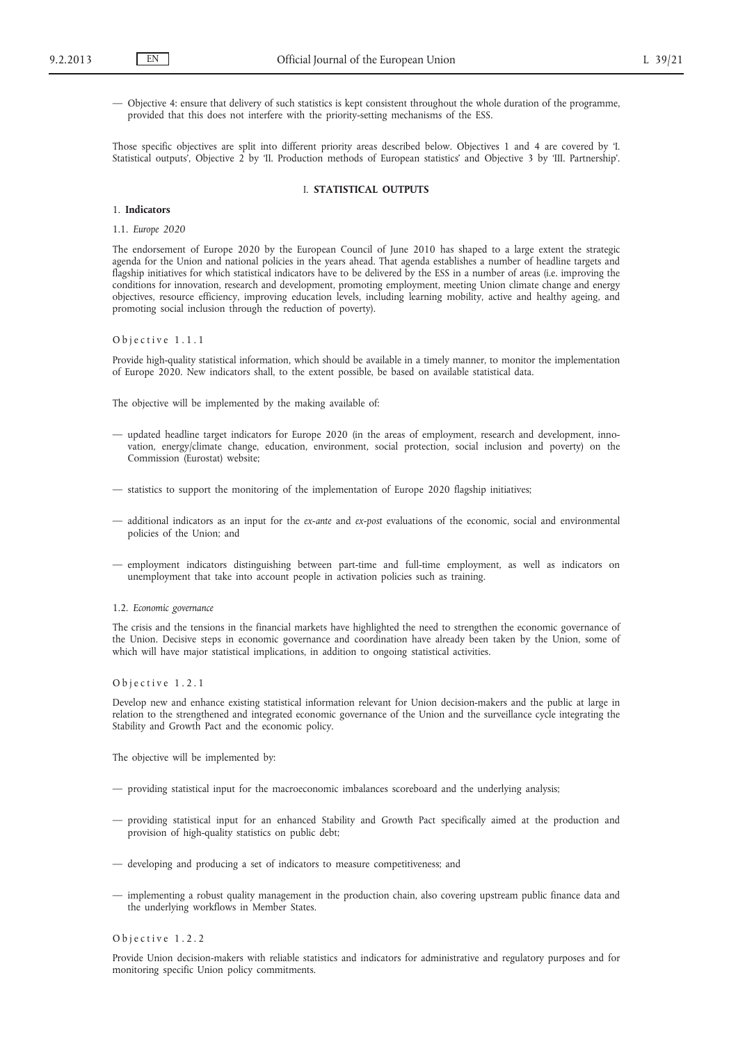— Objective 4: ensure that delivery of such statistics is kept consistent throughout the whole duration of the programme, provided that this does not interfere with the priority-setting mechanisms of the ESS.

Those specific objectives are split into different priority areas described below. Objectives 1 and 4 are covered by 'I. Statistical outputs', Objective 2 by 'II. Production methods of European statistics' and Objective 3 by 'III. Partnership'.

## I. STATISTICAL OUTPUTS

### 1. Indicators

#### 1.1. *Europe 2020*

The endorsement of Europe 2020 by the European Council of June 2010 has shaped to a large extent the strategic agenda for the Union and national policies in the years ahead. That agenda establishes a number of headline targets and flagship initiatives for which statistical indicators have to be delivered by the ESS in a number of areas (i.e. improving the conditions for innovation, research and development, promoting employment, meeting Union climate change and energy objectives, resource efficiency, improving education levels, including learning mobility, active and healthy ageing, and promoting social inclusion through the reduction of poverty).

Objective 1.1.1

Provide high-quality statistical information, which should be available in a timely manner, to monitor the implementation of Europe 2020. New indicators shall, to the extent possible, be based on available statistical data.

The objective will be implemented by the making available of:

— updated headline target indicators for Europe 2020 (in the areas of employment, research and development, innovation, energy/climate change, education, environment, social protection, social inclusion and poverty) on the Commission (Eurostat) website;

— statistics to support the monitoring of the implementation of Europe 2020 flagship initiatives;

— additional indicators as an input for the *ex-ante* and *ex-post* evaluations of the economic, social and environmental policies of the Union; and

— employment indicators distinguishing between part-time and full-time employment, as well as indicators on unemployment that take into account people in activation policies such as training.

#### 1.2. *Economic governance*

The crisis and the tensions in the financial markets have highlighted the need to strengthen the economic governance of the Union. Decisive steps in economic governance and coordination have already been taken by the Union, some of which will have major statistical implications, in addition to ongoing statistical activities.

Objective 1.2.1

Develop new and enhance existing statistical information relevant for Union decision-makers and the public at large in relation to the strengthened and integrated economic governance of the Union and the surveillance cycle integrating the Stability and Growth Pact and the economic policy.

The objective will be implemented by:

— providing statistical input for the macroeconomic imbalances scoreboard and the underlying analysis;

— providing statistical input for an enhanced Stability and Growth Pact specifically aimed at the production and provision of high-quality statistics on public debt;

— developing and producing a set of indicators to measure competitiveness; and

— implementing a robust quality management in the production chain, also covering upstream public finance data and the underlying workflows in Member States.

Objective 1.2.2

Provide Union decision-makers with reliable statistics and indicators for administrative and regulatory purposes and for monitoring specific Union policy commitments.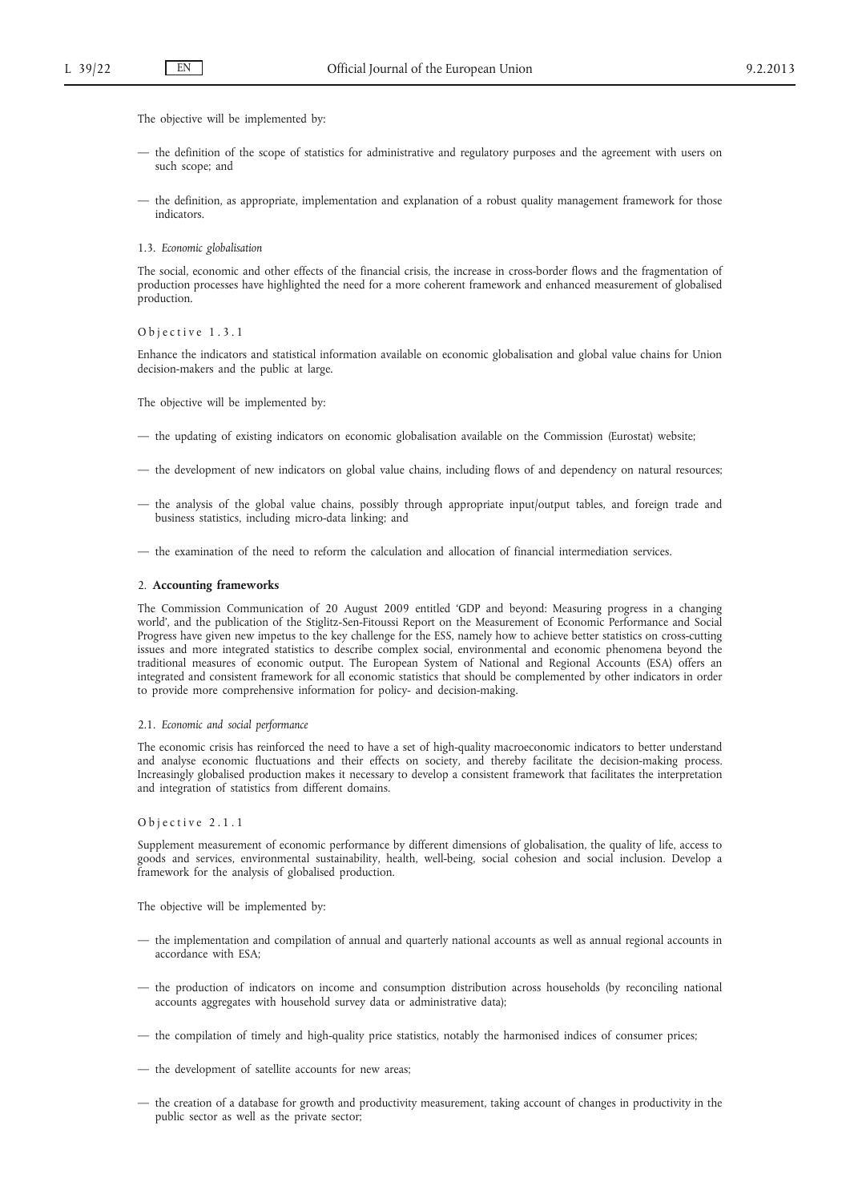The objective will be implemented by:

- the definition of the scope of statistics for administrative and regulatory purposes and the agreement with users on such scope; and
- the definition, as appropriate, implementation and explanation of a robust quality management framework for those indicators.

1.3. *Economic globalisation*

The social, economic and other effects of the financial crisis, the increase in cross-border flows and the fragmentation of production processes have highlighted the need for a more coherent framework and enhanced measurement of globalised production.

Objective 1.3.1

Enhance the indicators and statistical information available on economic globalisation and global value chains for Union decision-makers and the public at large.

The objective will be implemented by:

- the updating of existing indicators on economic globalisation available on the Commission (Eurostat) website;
- the development of new indicators on global value chains, including flows of and dependency on natural resources;
- the analysis of the global value chains, possibly through appropriate input/output tables, and foreign trade and business statistics, including micro-data linking; and
- the examination of the need to reform the calculation and allocation of financial intermediation services.

2. **Accounting frameworks**

The Commission Communication of 20 August 2009 entitled 'GDP and beyond: Measuring progress in a changing world', and the publication of the Stiglitz-Sen-Fitoussi Report on the Measurement of Economic Performance and Social Progress have given new impetus to the key challenge for the ESS, namely how to achieve better statistics on cross-cutting issues and more integrated statistics to describe complex social, environmental and economic phenomena beyond the traditional measures of economic output. The European System of National and Regional Accounts (ESA) offers an integrated and consistent framework for all economic statistics that should be complemented by other indicators in order to provide more comprehensive information for policy- and decision-making.

2.1. *Economic and social performance*

The economic crisis has reinforced the need to have a set of high-quality macroeconomic indicators to better understand and analyse economic fluctuations and their effects on society, and thereby facilitate the decision-making process. Increasingly globalised production makes it necessary to develop a consistent framework that facilitates the interpretation and integration of statistics from different domains.

Objective 2.1.1

Supplement measurement of economic performance by different dimensions of globalisation, the quality of life, access to goods and services, environmental sustainability, health, well-being, social cohesion and social inclusion. Develop a framework for the analysis of globalised production.

The objective will be implemented by:

- the implementation and compilation of annual and quarterly national accounts as well as annual regional accounts in accordance with ESA;
- the production of indicators on income and consumption distribution across households (by reconciling national accounts aggregates with household survey data or administrative data);
- the compilation of timely and high-quality price statistics, notably the harmonised indices of consumer prices;
- the development of satellite accounts for new areas;
- the creation of a database for growth and productivity measurement, taking account of changes in productivity in the public sector as well as the private sector;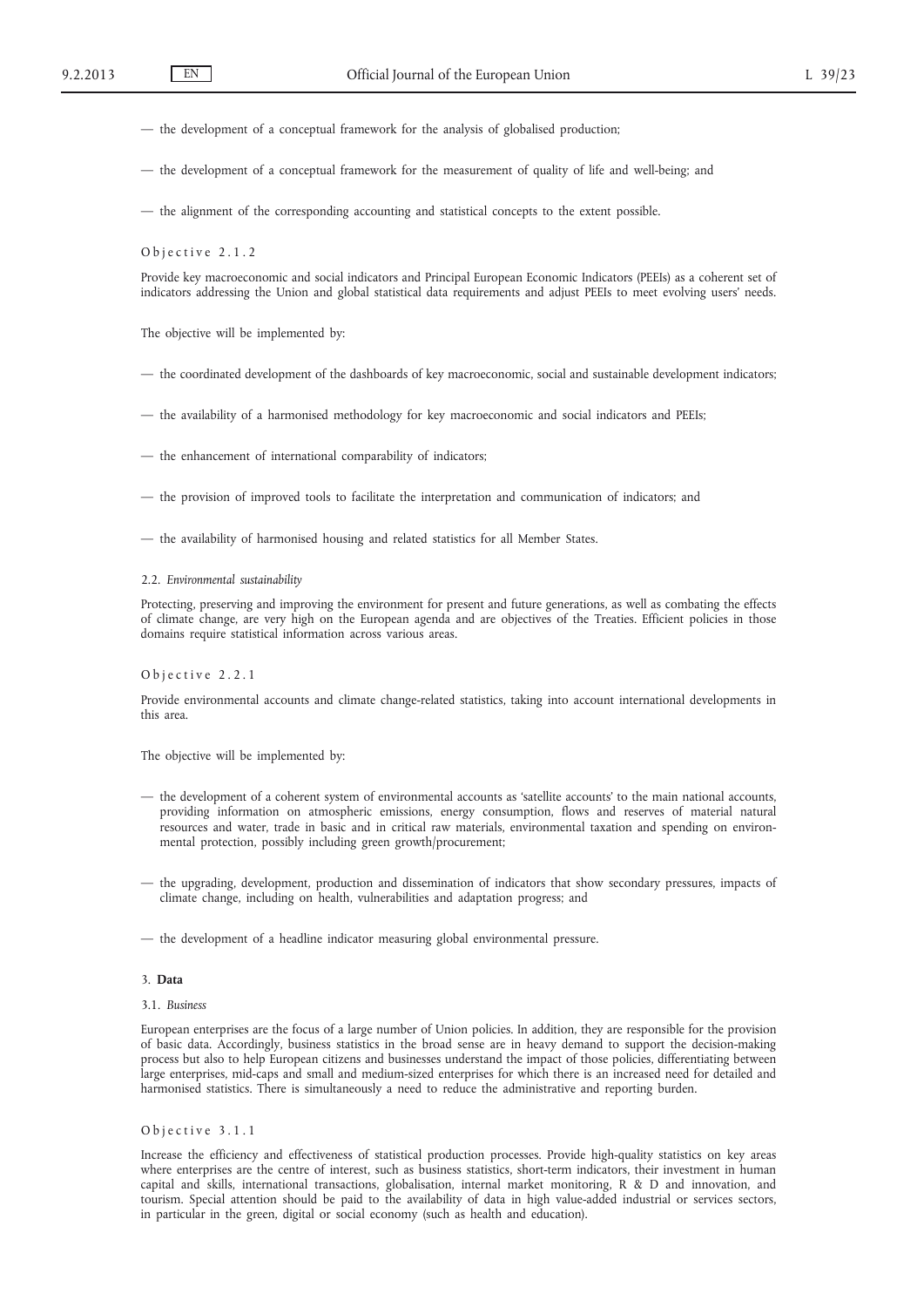— the development of a conceptual framework for the analysis of globalised production;

— the development of a conceptual framework for the measurement of quality of life and well-being; and

— the alignment of the corresponding accounting and statistical concepts to the extent possible.

Objective 2.1.2

Provide key macroeconomic and social indicators and Principal European Economic Indicators (PEEIs) as a coherent set of indicators addressing the Union and global statistical data requirements and adjust PEEIs to meet evolving users' needs.

The objective will be implemented by:

— the coordinated development of the dashboards of key macroeconomic, social and sustainable development indicators;

— the availability of a harmonised methodology for key macroeconomic and social indicators and PEEIs;

— the enhancement of international comparability of indicators;

— the provision of improved tools to facilitate the interpretation and communication of indicators; and

— the availability of harmonised housing and related statistics for all Member States.

2.2. *Environmental sustainability*

Protecting, preserving and improving the environment for present and future generations, as well as combating the effects of climate change, are very high on the European agenda and are objectives of the Treaties. Efficient policies in those domains require statistical information across various areas.

Objective 2.2.1

Provide environmental accounts and climate change-related statistics, taking into account international developments in this area.

The objective will be implemented by:

— the development of a coherent system of environmental accounts as 'satellite accounts' to the main national accounts, providing information on atmospheric emissions, energy consumption, flows and reserves of material natural resources and water, trade in basic and in critical raw materials, environmental taxation and spending on environmental protection, possibly including green growth/procurement;

— the upgrading, development, production and dissemination of indicators that show secondary pressures, impacts of climate change, including on health, vulnerabilities and adaptation progress; and

— the development of a headline indicator measuring global environmental pressure.

3. **Data**

3.1. *Business*

European enterprises are the focus of a large number of Union policies. In addition, they are responsible for the provision of basic data. Accordingly, business statistics in the broad sense are in heavy demand to support the decision-making process but also to help European citizens and businesses understand the impact of those policies, differentiating between large enterprises, mid-caps and small and medium-sized enterprises for which there is an increased need for detailed and harmonised statistics. There is simultaneously a need to reduce the administrative and reporting burden.

Objective 3.1.1

Increase the efficiency and effectiveness of statistical production processes. Provide high-quality statistics on key areas where enterprises are the centre of interest, such as business statistics, short-term indicators, their investment in human capital and skills, international transactions, globalisation, internal market monitoring, R & D and innovation, and tourism. Special attention should be paid to the availability of data in high value-added industrial or services sectors, in particular in the green, digital or social economy (such as health and education).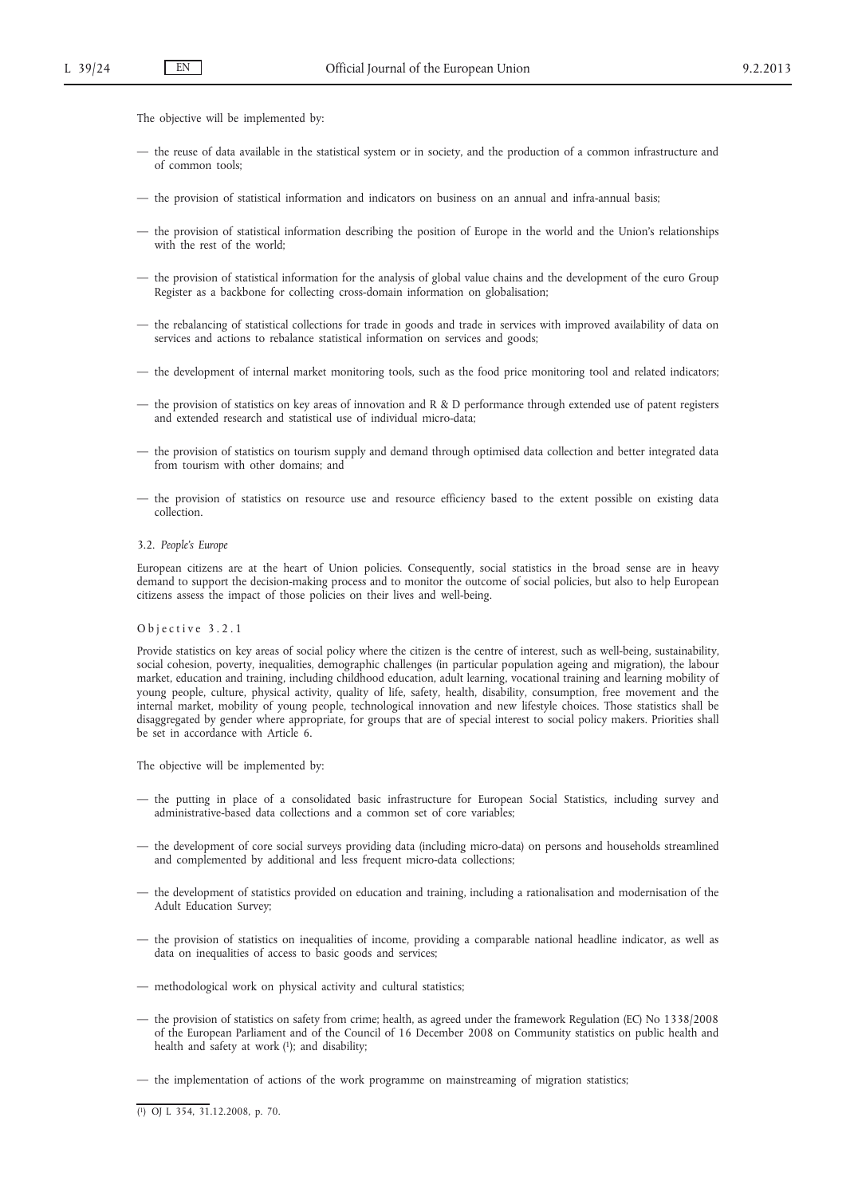The objective will be implemented by:

— the reuse of data available in the statistical system or in society, and the production of a common infrastructure and of common tools;

— the provision of statistical information and indicators on business on an annual and infra-annual basis;

— the provision of statistical information describing the position of Europe in the world and the Union's relationships with the rest of the world;

— the provision of statistical information for the analysis of global value chains and the development of the euro Group Register as a backbone for collecting cross-domain information on globalisation;

— the rebalancing of statistical collections for trade in goods and trade in services with improved availability of data on services and actions to rebalance statistical information on services and goods;

— the development of internal market monitoring tools, such as the food price monitoring tool and related indicators;

— the provision of statistics on key areas of innovation and R & D performance through extended use of patent registers and extended research and statistical use of individual micro-data;

— the provision of statistics on tourism supply and demand through optimised data collection and better integrated data from tourism with other domains; and

— the provision of statistics on resource use and resource efficiency based to the extent possible on existing data collection.

3.2. *People's Europe*

European citizens are at the heart of Union policies. Consequently, social statistics in the broad sense are in heavy demand to support the decision-making process and to monitor the outcome of social policies, but also to help European citizens assess the impact of those policies on their lives and well-being.

Objective 3.2.1

Provide statistics on key areas of social policy where the citizen is the centre of interest, such as well-being, sustainability, social cohesion, poverty, inequalities, demographic challenges (in particular population ageing and migration), the labour market, education and training, including childhood education, adult learning, vocational training and learning mobility of young people, culture, physical activity, quality of life, safety, health, disability, consumption, free movement and the internal market, mobility of young people, technological innovation and new lifestyle choices. Those statistics shall be disaggregated by gender where appropriate, for groups that are of special interest to social policy makers. Priorities shall be set in accordance with Article 6.

The objective will be implemented by:

— the putting in place of a consolidated basic infrastructure for European Social Statistics, including survey and administrative-based data collections and a common set of core variables;

— the development of core social surveys providing data (including micro-data) on persons and households streamlined and complemented by additional and less frequent micro-data collections;

— the development of statistics provided on education and training, including a rationalisation and modernisation of the Adult Education Survey;

— the provision of statistics on inequalities of income, providing a comparable national headline indicator, as well as data on inequalities of access to basic goods and services;

— methodological work on physical activity and cultural statistics;

— the provision of statistics on safety from crime; health, as agreed under the framework Regulation (EC) No 1338/2008 of the European Parliament and of the Council of 16 December 2008 on Community statistics on public health and health and safety at work [1]; and disability;

— the implementation of actions of the work programme on mainstreaming of migration statistics;

[1] OJ L 354, 31.12.2008, p. 70.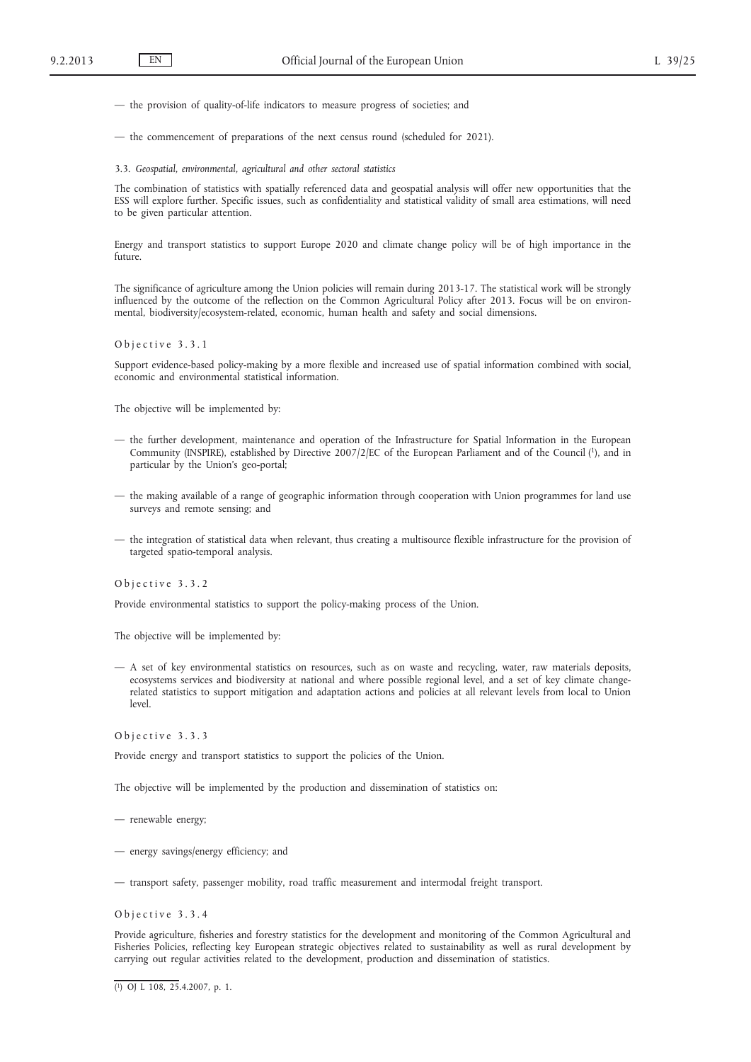— the provision of quality-of-life indicators to measure progress of societies; and

— the commencement of preparations of the next census round (scheduled for 2021).

### 3.3. *Geospatial, environmental, agricultural and other sectoral statistics*

The combination of statistics with spatially referenced data and geospatial analysis will offer new opportunities that the ESS will explore further. Specific issues, such as confidentiality and statistical validity of small area estimations, will need to be given particular attention.

Energy and transport statistics to support Europe 2020 and climate change policy will be of high importance in the future.

The significance of agriculture among the Union policies will remain during 2013-17. The statistical work will be strongly influenced by the outcome of the reflection on the Common Agricultural Policy after 2013. Focus will be on environmental, biodiversity/ecosystem-related, economic, human health and safety and social dimensions.

#### Objective 3.3.1

Support evidence-based policy-making by a more flexible and increased use of spatial information combined with social, economic and environmental statistical information.

The objective will be implemented by:

— the further development, maintenance and operation of the Infrastructure for Spatial Information in the European Community (INSPIRE), established by Directive 2007/2/EC of the European Parliament and of the Council [1], and in particular by the Union's geo-portal;

— the making available of a range of geographic information through cooperation with Union programmes for land use surveys and remote sensing; and

— the integration of statistical data when relevant, thus creating a multisource flexible infrastructure for the provision of targeted spatio-temporal analysis.

#### Objective 3.3.2

Provide environmental statistics to support the policy-making process of the Union.

The objective will be implemented by:

— A set of key environmental statistics on resources, such as on waste and recycling, water, raw materials deposits, ecosystems services and biodiversity at national and where possible regional level, and a set of key climate change-related statistics to support mitigation and adaptation actions and policies at all relevant levels from local to Union level.

#### Objective 3.3.3

Provide energy and transport statistics to support the policies of the Union.

The objective will be implemented by the production and dissemination of statistics on:

— renewable energy;

— energy savings/energy efficiency; and

— transport safety, passenger mobility, road traffic measurement and intermodal freight transport.

#### Objective 3.3.4

Provide agriculture, fisheries and forestry statistics for the development and monitoring of the Common Agricultural and Fisheries Policies, reflecting key European strategic objectives related to sustainability as well as rural development by carrying out regular activities related to the development, production and dissemination of statistics.

---

[1] OJ L 108, 25.4.2007, p. 1.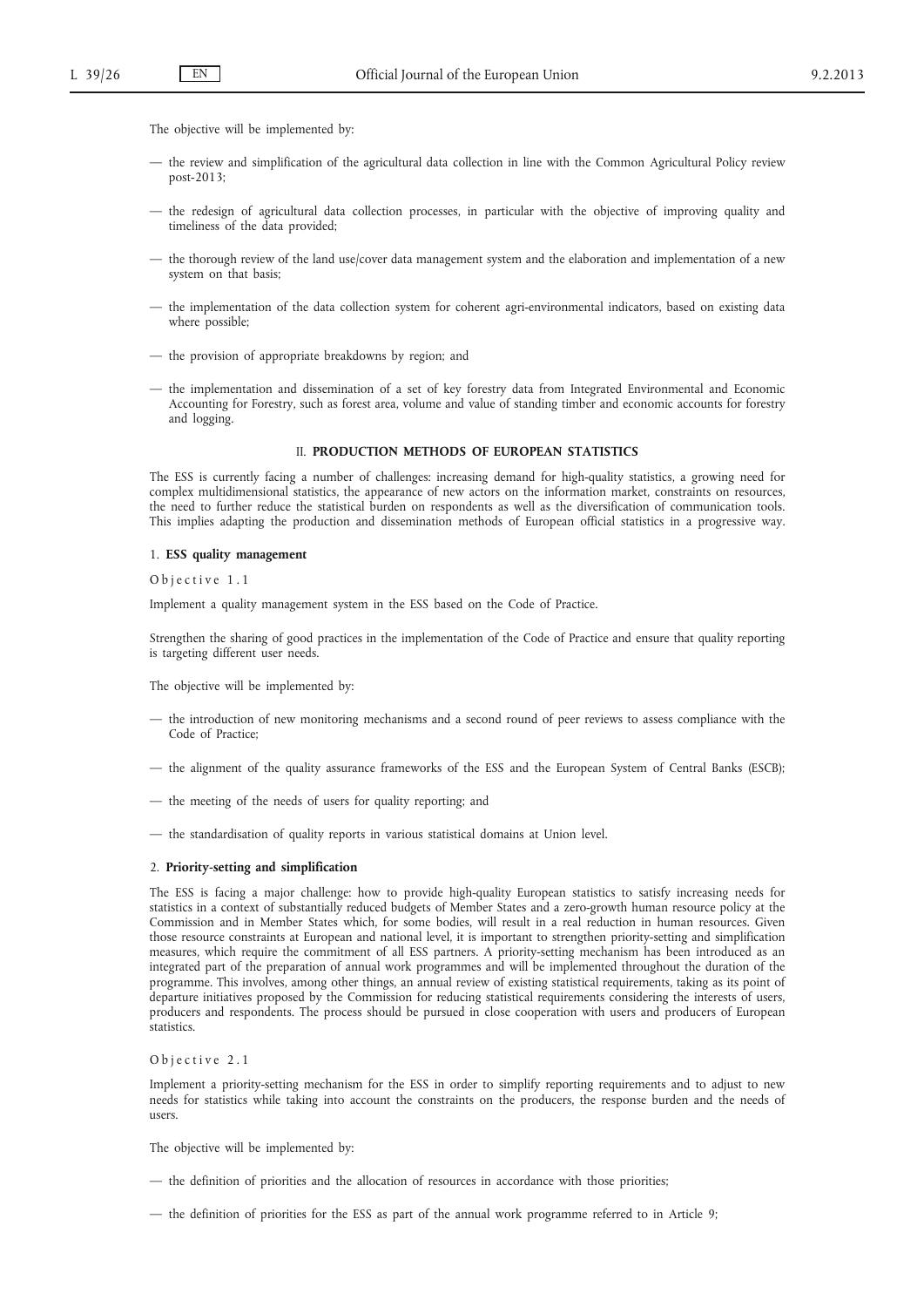The objective will be implemented by:

— the review and simplification of the agricultural data collection in line with the Common Agricultural Policy review post-2013;

— the redesign of agricultural data collection processes, in particular with the objective of improving quality and timeliness of the data provided;

— the thorough review of the land use/cover data management system and the elaboration and implementation of a new system on that basis;

— the implementation of the data collection system for coherent agri-environmental indicators, based on existing data where possible;

— the provision of appropriate breakdowns by region; and

— the implementation and dissemination of a set of key forestry data from Integrated Environmental and Economic Accounting for Forestry, such as forest area, volume and value of standing timber and economic accounts for forestry and logging.

## II. PRODUCTION METHODS OF EUROPEAN STATISTICS

The ESS is currently facing a number of challenges: increasing demand for high-quality statistics, a growing need for complex multidimensional statistics, the appearance of new actors on the information market, constraints on resources, the need to further reduce the statistical burden on respondents as well as the diversification of communication tools. This implies adapting the production and dissemination methods of European official statistics in a progressive way.

### 1. ESS quality management

Objective 1.1

Implement a quality management system in the ESS based on the Code of Practice.

Strengthen the sharing of good practices in the implementation of the Code of Practice and ensure that quality reporting is targeting different user needs.

The objective will be implemented by:

— the introduction of new monitoring mechanisms and a second round of peer reviews to assess compliance with the Code of Practice;

— the alignment of the quality assurance frameworks of the ESS and the European System of Central Banks (ESCB);

— the meeting of the needs of users for quality reporting; and

— the standardisation of quality reports in various statistical domains at Union level.

### 2. Priority-setting and simplification

The ESS is facing a major challenge: how to provide high-quality European statistics to satisfy increasing needs for statistics in a context of substantially reduced budgets of Member States and a zero-growth human resource policy at the Commission and in Member States which, for some bodies, will result in a real reduction in human resources. Given those resource constraints at European and national level, it is important to strengthen priority-setting and simplification measures, which require the commitment of all ESS partners. A priority-setting mechanism has been introduced as an integrated part of the preparation of annual work programmes and will be implemented throughout the duration of the programme. This involves, among other things, an annual review of existing statistical requirements, taking as its point of departure initiatives proposed by the Commission for reducing statistical requirements considering the interests of users, producers and respondents. The process should be pursued in close cooperation with users and producers of European statistics.

Objective 2.1

Implement a priority-setting mechanism for the ESS in order to simplify reporting requirements and to adjust to new needs for statistics while taking into account the constraints on the producers, the response burden and the needs of users.

The objective will be implemented by:

— the definition of priorities and the allocation of resources in accordance with those priorities;

— the definition of priorities for the ESS as part of the annual work programme referred to in Article 9;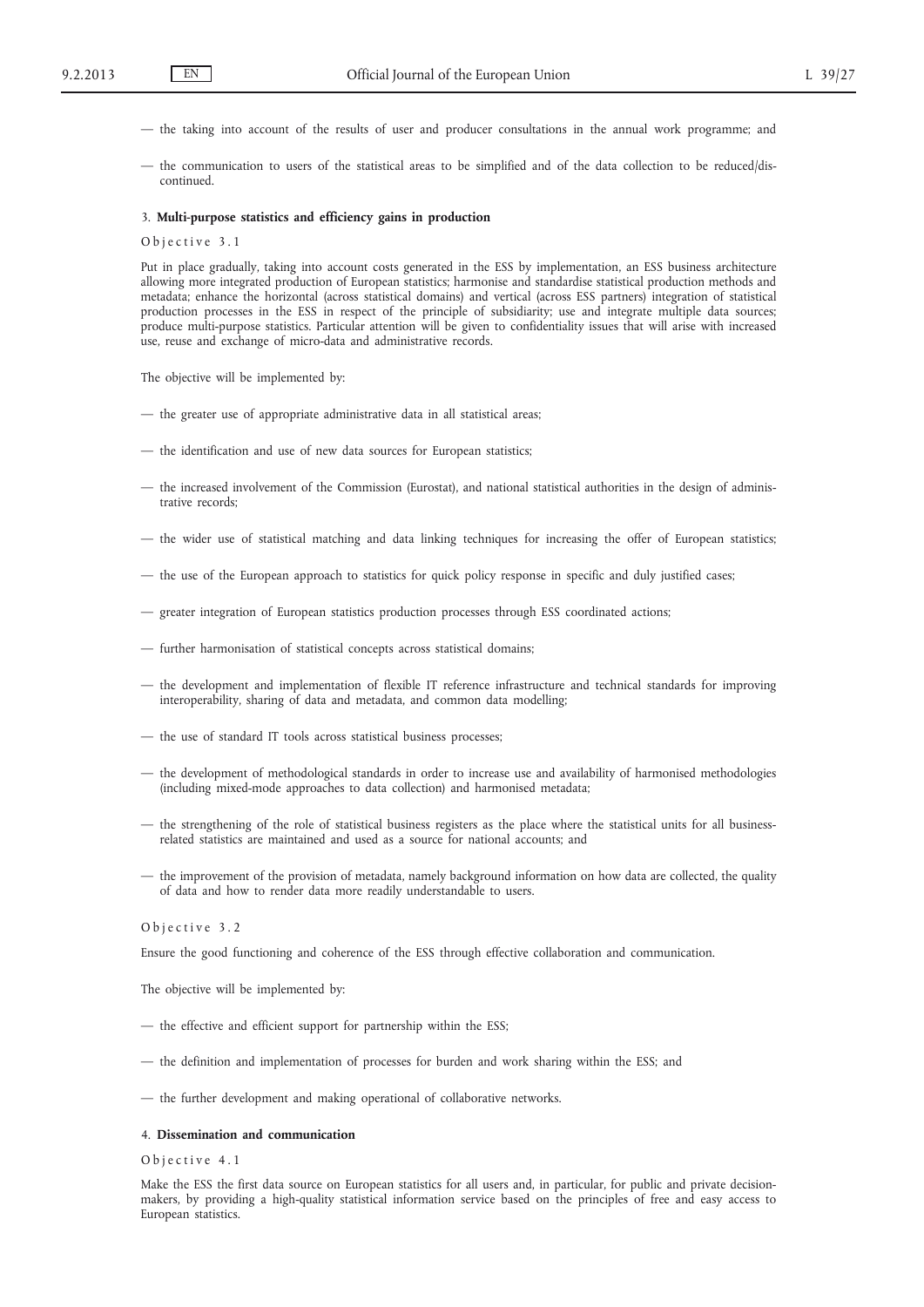— the taking into account of the results of user and producer consultations in the annual work programme; and

— the communication to users of the statistical areas to be simplified and of the data collection to be reduced/discontinued.

### 3. **Multi-purpose statistics and efficiency gains in production**

Objective 3.1

Put in place gradually, taking into account costs generated in the ESS by implementation, an ESS business architecture allowing more integrated production of European statistics; harmonise and standardise statistical production methods and metadata; enhance the horizontal (across statistical domains) and vertical (across ESS partners) integration of statistical production processes in the ESS in respect of the principle of subsidiarity; use and integrate multiple data sources; produce multi-purpose statistics. Particular attention will be given to confidentiality issues that will arise with increased use, reuse and exchange of micro-data and administrative records.

The objective will be implemented by:

— the greater use of appropriate administrative data in all statistical areas;

— the identification and use of new data sources for European statistics;

— the increased involvement of the Commission (Eurostat), and national statistical authorities in the design of administrative records;

— the wider use of statistical matching and data linking techniques for increasing the offer of European statistics;

— the use of the European approach to statistics for quick policy response in specific and duly justified cases;

— greater integration of European statistics production processes through ESS coordinated actions;

— further harmonisation of statistical concepts across statistical domains;

— the development and implementation of flexible IT reference infrastructure and technical standards for improving interoperability, sharing of data and metadata, and common data modelling;

— the use of standard IT tools across statistical business processes;

— the development of methodological standards in order to increase use and availability of harmonised methodologies (including mixed-mode approaches to data collection) and harmonised metadata;

— the strengthening of the role of statistical business registers as the place where the statistical units for all business-related statistics are maintained and used as a source for national accounts; and

— the improvement of the provision of metadata, namely background information on how data are collected, the quality of data and how to render data more readily understandable to users.

Objective 3.2

Ensure the good functioning and coherence of the ESS through effective collaboration and communication.

The objective will be implemented by:

— the effective and efficient support for partnership within the ESS;

— the definition and implementation of processes for burden and work sharing within the ESS; and

— the further development and making operational of collaborative networks.

### 4. **Dissemination and communication**

Objective 4.1

Make the ESS the first data source on European statistics for all users and, in particular, for public and private decision-makers, by providing a high-quality statistical information service based on the principles of free and easy access to European statistics.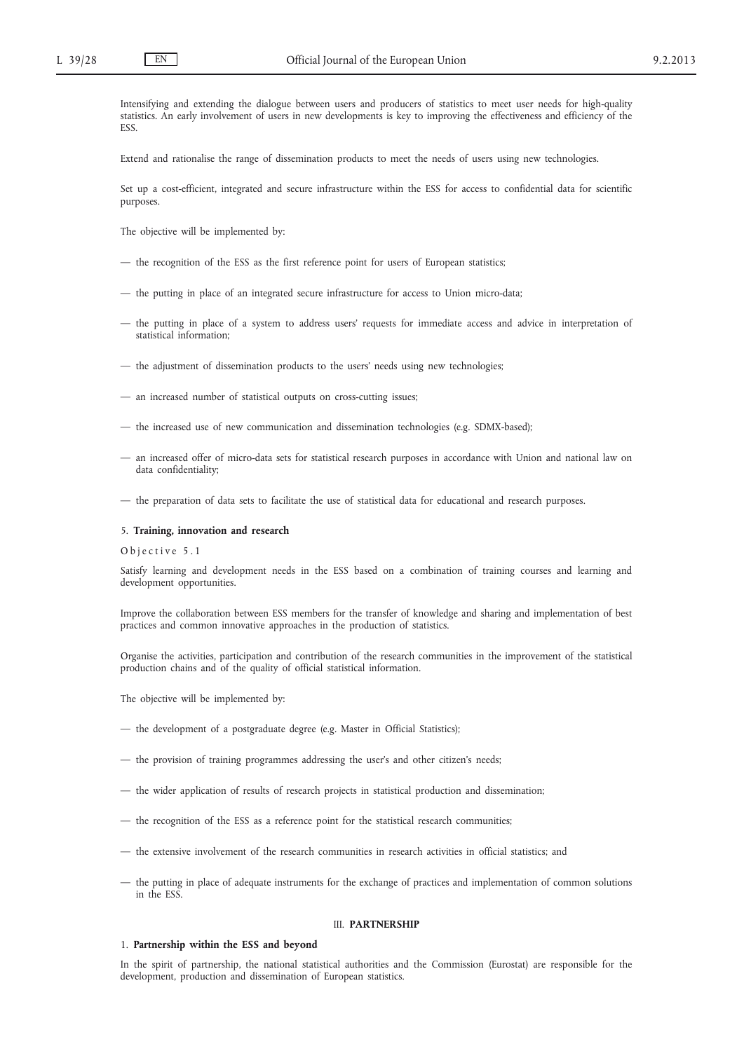Intensifying and extending the dialogue between users and producers of statistics to meet user needs for high-quality statistics. An early involvement of users in new developments is key to improving the effectiveness and efficiency of the ESS.

Extend and rationalise the range of dissemination products to meet the needs of users using new technologies.

Set up a cost-efficient, integrated and secure infrastructure within the ESS for access to confidential data for scientific purposes.

The objective will be implemented by:

— the recognition of the ESS as the first reference point for users of European statistics;

— the putting in place of an integrated secure infrastructure for access to Union micro-data;

— the putting in place of a system to address users' requests for immediate access and advice in interpretation of statistical information;

— the adjustment of dissemination products to the users' needs using new technologies;

— an increased number of statistical outputs on cross-cutting issues;

— the increased use of new communication and dissemination technologies (e.g. SDMX-based);

— an increased offer of micro-data sets for statistical research purposes in accordance with Union and national law on data confidentiality;

— the preparation of data sets to facilitate the use of statistical data for educational and research purposes.

### 5. **Training, innovation and research**

Objective 5.1

Satisfy learning and development needs in the ESS based on a combination of training courses and learning and development opportunities.

Improve the collaboration between ESS members for the transfer of knowledge and sharing and implementation of best practices and common innovative approaches in the production of statistics.

Organise the activities, participation and contribution of the research communities in the improvement of the statistical production chains and of the quality of official statistical information.

The objective will be implemented by:

— the development of a postgraduate degree (e.g. Master in Official Statistics);

— the provision of training programmes addressing the user's and other citizen's needs;

— the wider application of results of research projects in statistical production and dissemination;

— the recognition of the ESS as a reference point for the statistical research communities;

— the extensive involvement of the research communities in research activities in official statistics; and

— the putting in place of adequate instruments for the exchange of practices and implementation of common solutions in the ESS.

## III. **PARTNERSHIP**

### 1. **Partnership within the ESS and beyond**

In the spirit of partnership, the national statistical authorities and the Commission (Eurostat) are responsible for the development, production and dissemination of European statistics.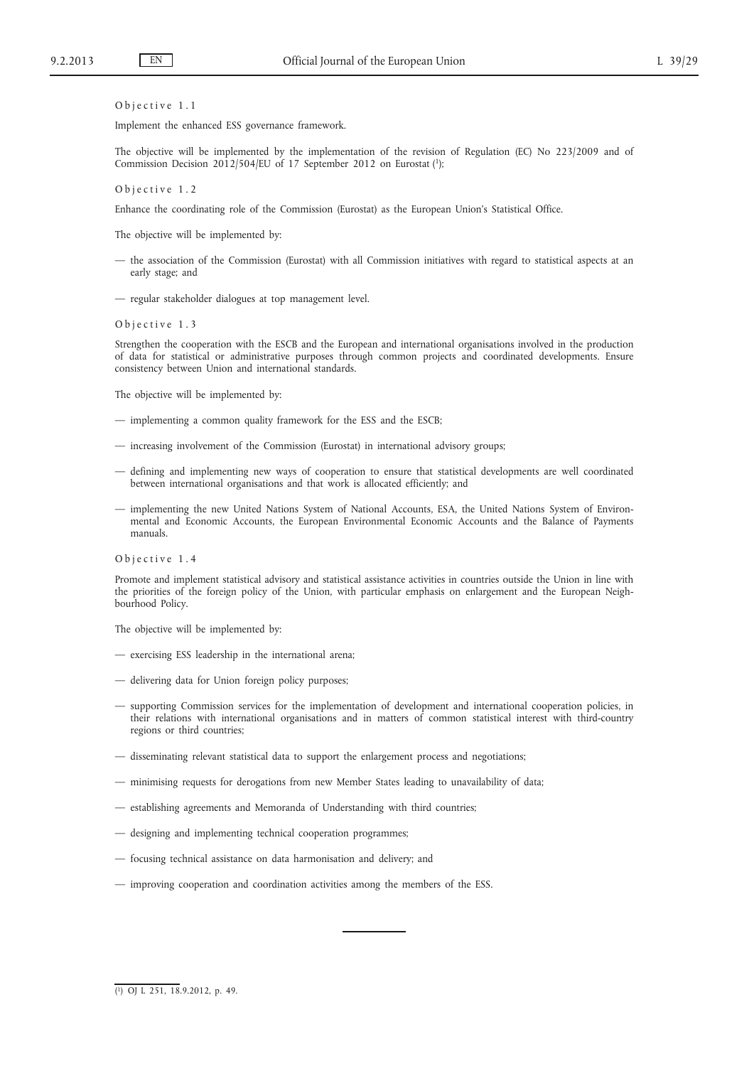Objective 1.1

Implement the enhanced ESS governance framework.

The objective will be implemented by the implementation of the revision of Regulation (EC) No 223/2009 and of Commission Decision 2012/504/EU of 17 September 2012 on Eurostat [1];

Objective 1.2

Enhance the coordinating role of the Commission (Eurostat) as the European Union's Statistical Office.

The objective will be implemented by:

— the association of the Commission (Eurostat) with all Commission initiatives with regard to statistical aspects at an early stage; and

— regular stakeholder dialogues at top management level.

Objective 1.3

Strengthen the cooperation with the ESCB and the European and international organisations involved in the production of data for statistical or administrative purposes through common projects and coordinated developments. Ensure consistency between Union and international standards.

The objective will be implemented by:

— implementing a common quality framework for the ESS and the ESCB;

— increasing involvement of the Commission (Eurostat) in international advisory groups;

— defining and implementing new ways of cooperation to ensure that statistical developments are well coordinated between international organisations and that work is allocated efficiently; and

— implementing the new United Nations System of National Accounts, ESA, the United Nations System of Environmental and Economic Accounts, the European Environmental Economic Accounts and the Balance of Payments manuals.

Objective 1.4

Promote and implement statistical advisory and statistical assistance activities in countries outside the Union in line with the priorities of the foreign policy of the Union, with particular emphasis on enlargement and the European Neighbourhood Policy.

The objective will be implemented by:

— exercising ESS leadership in the international arena;

— delivering data for Union foreign policy purposes;

— supporting Commission services for the implementation of development and international cooperation policies, in their relations with international organisations and in matters of common statistical interest with third-country regions or third countries;

— disseminating relevant statistical data to support the enlargement process and negotiations;

— minimising requests for derogations from new Member States leading to unavailability of data;

— establishing agreements and Memoranda of Understanding with third countries;

— designing and implementing technical cooperation programmes;

— focusing technical assistance on data harmonisation and delivery; and

— improving cooperation and coordination activities among the members of the ESS.

---

[1] OJ L 251, 18.9.2012, p. 49.